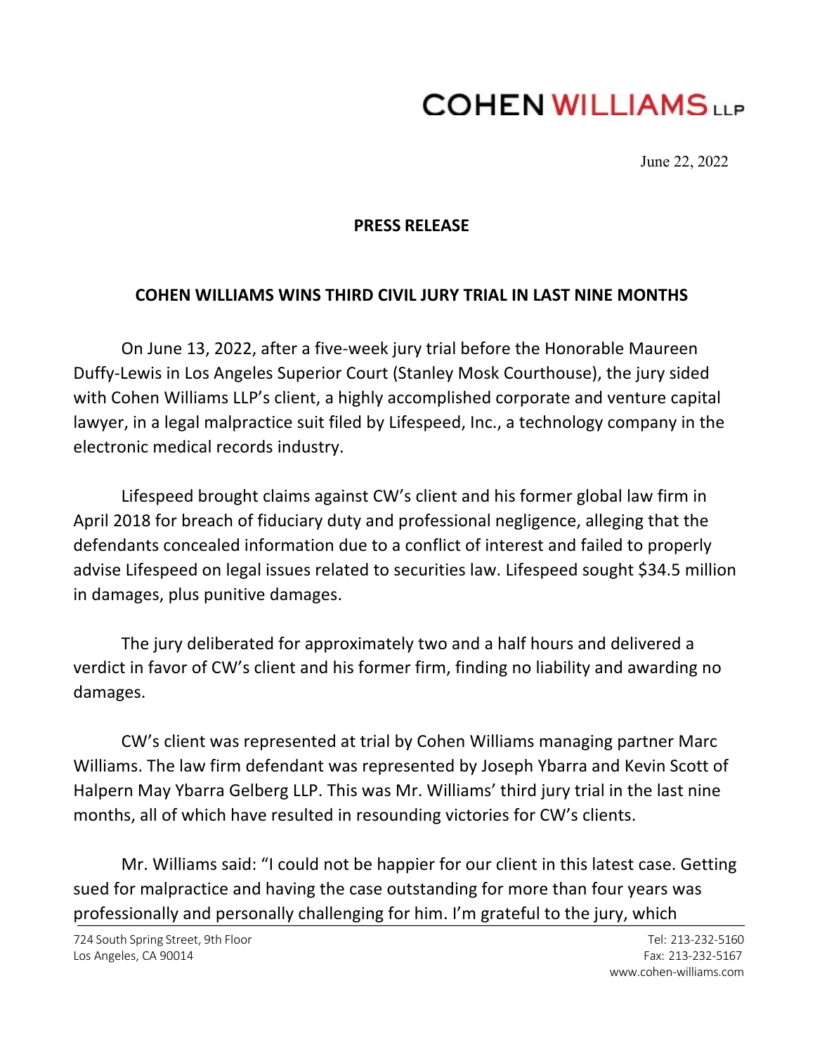# COHEN WILLIAMS LLP

June 22, 2022

**PRESS RELEASE**

**COHEN WILLIAMS WINS THIRD CIVIL JURY TRIAL IN LAST NINE MONTHS**

On June 13, 2022, after a five-week jury trial before the Honorable Maureen Duffy-Lewis in Los Angeles Superior Court (Stanley Mosk Courthouse), the jury sided with Cohen Williams LLP's client, a highly accomplished corporate and venture capital lawyer, in a legal malpractice suit filed by Lifespeed, Inc., a technology company in the electronic medical records industry.

Lifespeed brought claims against CW's client and his former global law firm in April 2018 for breach of fiduciary duty and professional negligence, alleging that the defendants concealed information due to a conflict of interest and failed to properly advise Lifespeed on legal issues related to securities law. Lifespeed sought $34.5 million in damages, plus punitive damages.

The jury deliberated for approximately two and a half hours and delivered a verdict in favor of CW's client and his former firm, finding no liability and awarding no damages.

CW's client was represented at trial by Cohen Williams managing partner Marc Williams. The law firm defendant was represented by Joseph Ybarra and Kevin Scott of Halpern May Ybarra Gelberg LLP. This was Mr. Williams' third jury trial in the last nine months, all of which have resulted in resounding victories for CW's clients.

Mr. Williams said: "I could not be happier for our client in this latest case. Getting sued for malpractice and having the case outstanding for more than four years was professionally and personally challenging for him. I'm grateful to the jury, which

724 South Spring Street, 9th Floor
Los Angeles, CA 90014

Tel: 213-232-5160
Fax: 213-232-5167
www.cohen-williams.com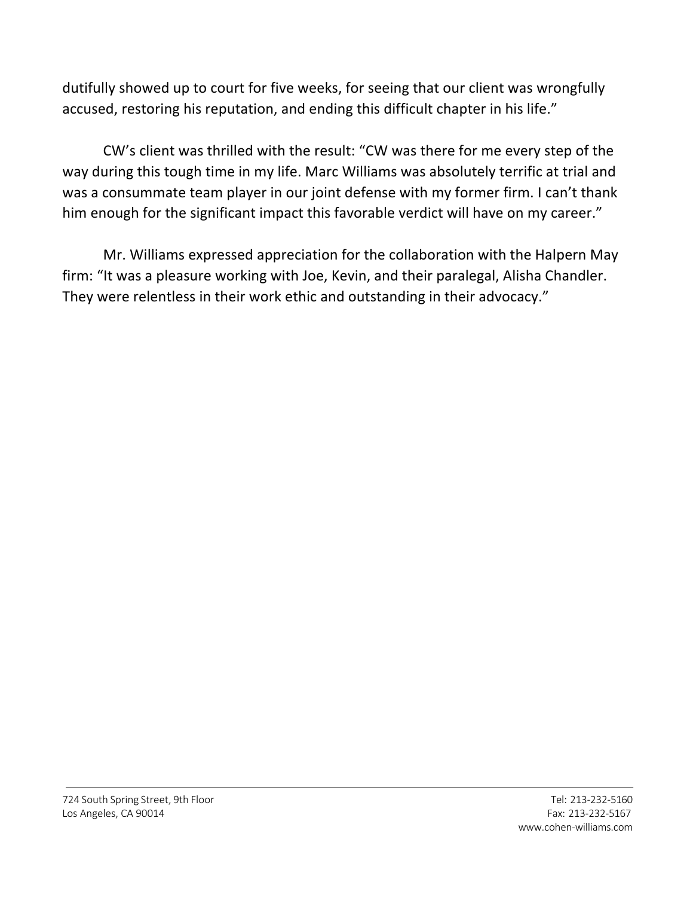dutifully showed up to court for five weeks, for seeing that our client was wrongfully accused, restoring his reputation, and ending this difficult chapter in his life."

CW's client was thrilled with the result: "CW was there for me every step of the way during this tough time in my life. Marc Williams was absolutely terrific at trial and was a consummate team player in our joint defense with my former firm. I can't thank him enough for the significant impact this favorable verdict will have on my career."

Mr. Williams expressed appreciation for the collaboration with the Halpern May firm: "It was a pleasure working with Joe, Kevin, and their paralegal, Alisha Chandler. They were relentless in their work ethic and outstanding in their advocacy."